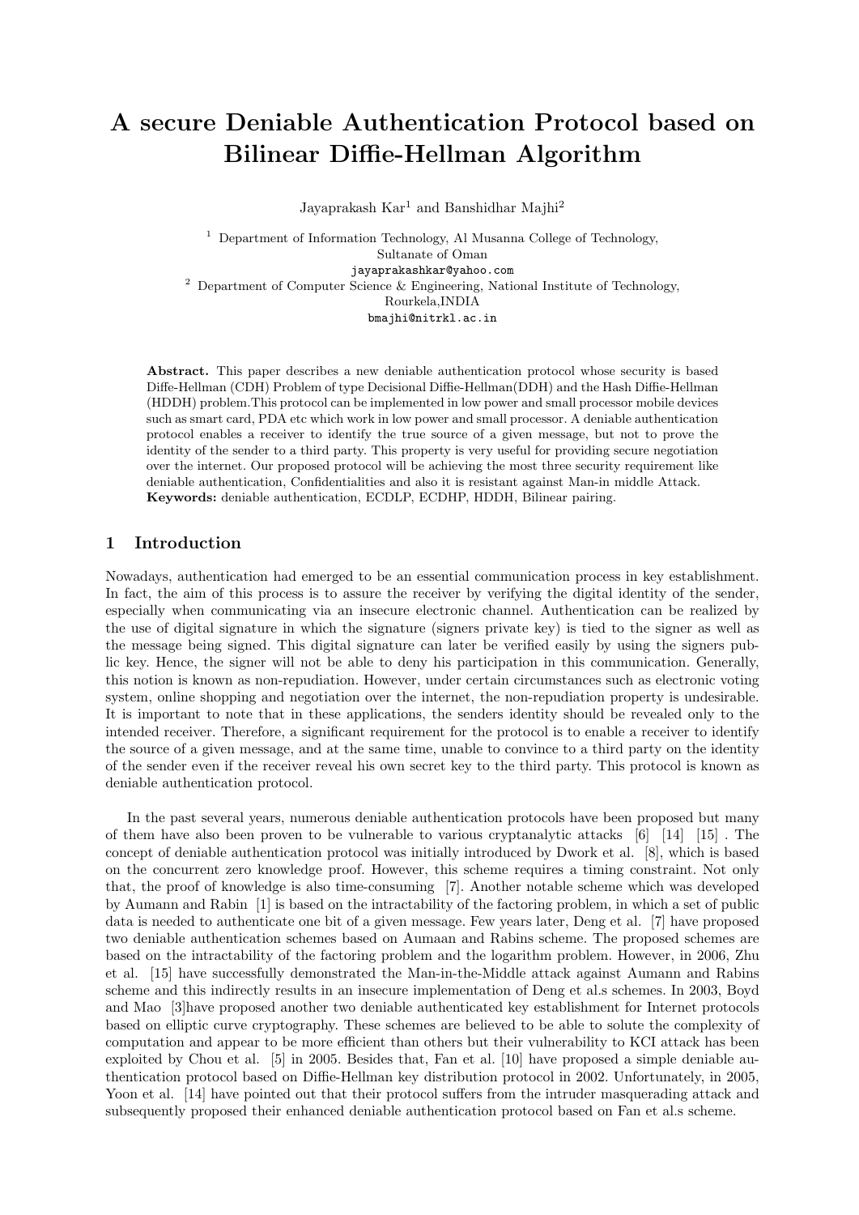# A secure Deniable Authentication Protocol based on Bilinear Diffie-Hellman Algorithm

Jayaprakash Kar[1] and Banshidhar Majhi[2]

[1] Department of Information Technology, Al Musanna College of Technology, Sultanate of Oman
jayaprakashkar@yahoo.com

[2] Department of Computer Science & Engineering, National Institute of Technology, Rourkela,INDIA
bmajhi@nitrkl.ac.in

**Abstract.** This paper describes a new deniable authentication protocol whose security is based Diffe-Hellman (CDH) Problem of type Decisional Diffie-Hellman(DDH) and the Hash Diffie-Hellman (HDDH) problem.This protocol can be implemented in low power and small processor mobile devices such as smart card, PDA etc which work in low power and small processor. A deniable authentication protocol enables a receiver to identify the true source of a given message, but not to prove the identity of the sender to a third party. This property is very useful for providing secure negotiation over the internet. Our proposed protocol will be achieving the most three security requirement like deniable authentication, Confidentialities and also it is resistant against Man-in middle Attack.
**Keywords:** deniable authentication, ECDLP, ECDHP, HDDH, Bilinear pairing.

## 1 Introduction

Nowadays, authentication had emerged to be an essential communication process in key establishment. In fact, the aim of this process is to assure the receiver by verifying the digital identity of the sender, especially when communicating via an insecure electronic channel. Authentication can be realized by the use of digital signature in which the signature (signers private key) is tied to the signer as well as the message being signed. This digital signature can later be verified easily by using the signers public key. Hence, the signer will not be able to deny his participation in this communication. Generally, this notion is known as non-repudiation. However, under certain circumstances such as electronic voting system, online shopping and negotiation over the internet, the non-repudiation property is undesirable. It is important to note that in these applications, the senders identity should be revealed only to the intended receiver. Therefore, a significant requirement for the protocol is to enable a receiver to identify the source of a given message, and at the same time, unable to convince to a third party on the identity of the sender even if the receiver reveal his own secret key to the third party. This protocol is known as deniable authentication protocol.

In the past several years, numerous deniable authentication protocols have been proposed but many of them have also been proven to be vulnerable to various cryptanalytic attacks [6] [14] [15] . The concept of deniable authentication protocol was initially introduced by Dwork et al. [8], which is based on the concurrent zero knowledge proof. However, this scheme requires a timing constraint. Not only that, the proof of knowledge is also time-consuming [7]. Another notable scheme which was developed by Aumann and Rabin [1] is based on the intractability of the factoring problem, in which a set of public data is needed to authenticate one bit of a given message. Few years later, Deng et al. [7] have proposed two deniable authentication schemes based on Aumaan and Rabins scheme. The proposed schemes are based on the intractability of the factoring problem and the logarithm problem. However, in 2006, Zhu et al. [15] have successfully demonstrated the Man-in-the-Middle attack against Aumann and Rabins scheme and this indirectly results in an insecure implementation of Deng et al.s schemes. In 2003, Boyd and Mao [3]have proposed another two deniable authenticated key establishment for Internet protocols based on elliptic curve cryptography. These schemes are believed to be able to solute the complexity of computation and appear to be more efficient than others but their vulnerability to KCI attack has been exploited by Chou et al. [5] in 2005. Besides that, Fan et al. [10] have proposed a simple deniable authentication protocol based on Diffie-Hellman key distribution protocol in 2002. Unfortunately, in 2005, Yoon et al. [14] have pointed out that their protocol suffers from the intruder masquerading attack and subsequently proposed their enhanced deniable authentication protocol based on Fan et al.s scheme.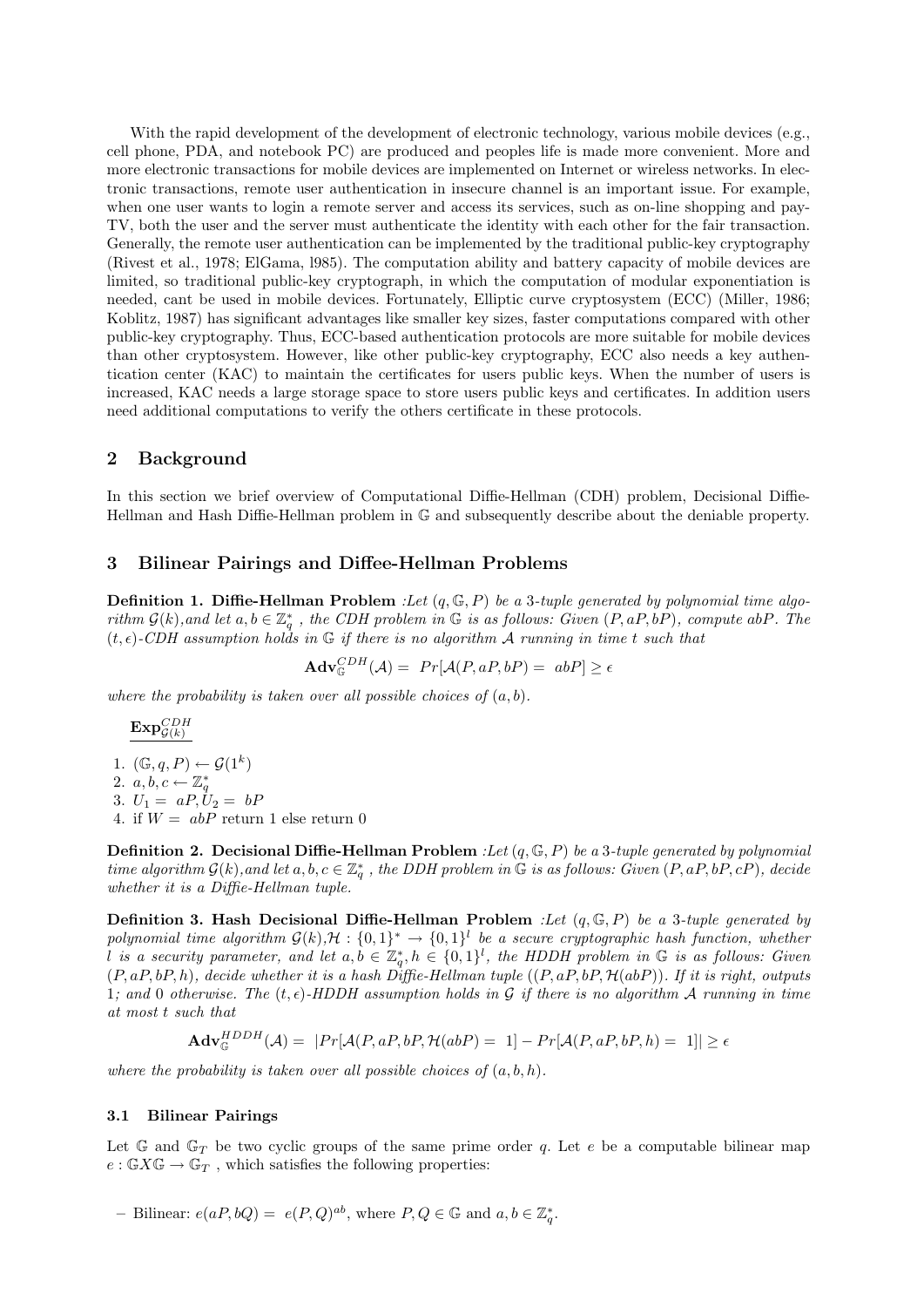With the rapid development of the development of electronic technology, various mobile devices (e.g., cell phone, PDA, and notebook PC) are produced and peoples life is made more convenient. More and more electronic transactions for mobile devices are implemented on Internet or wireless networks. In electronic transactions, remote user authentication in insecure channel is an important issue. For example, when one user wants to login a remote server and access its services, such as on-line shopping and pay-TV, both the user and the server must authenticate the identity with each other for the fair transaction. Generally, the remote user authentication can be implemented by the traditional public-key cryptography (Rivest et al., 1978; ElGama, l985). The computation ability and battery capacity of mobile devices are limited, so traditional public-key cryptograph, in which the computation of modular exponentiation is needed, cant be used in mobile devices. Fortunately, Elliptic curve cryptosystem (ECC) (Miller, 1986; Koblitz, 1987) has significant advantages like smaller key sizes, faster computations compared with other public-key cryptography. Thus, ECC-based authentication protocols are more suitable for mobile devices than other cryptosystem. However, like other public-key cryptography, ECC also needs a key authentication center (KAC) to maintain the certificates for users public keys. When the number of users is increased, KAC needs a large storage space to store users public keys and certificates. In addition users need additional computations to verify the others certificate in these protocols.

## 2 Background

In this section we brief overview of Computational Diffie-Hellman (CDH) problem, Decisional Diffie-Hellman and Hash Diffie-Hellman problem in $\mathbb{G}$ and subsequently describe about the deniable property.

## 3 Bilinear Pairings and Diffee-Hellman Problems

**Definition 1. Diffie-Hellman Problem** *:Let $(q, \mathbb{G}, P)$ be a 3-tuple generated by polynomial time algorithm $\mathcal{G}(k)$,and let $a, b \in \mathbb{Z}_q^*$ , the CDH problem in $\mathbb{G}$ is as follows: Given $(P, aP, bP)$, compute $abP$. The $(t, \epsilon)$-CDH assumption holds in $\mathbb{G}$ if there is no algorithm $\mathcal{A}$ running in time $t$ such that*

$$\mathbf{Adv}_{\mathbb{G}}^{CDH}(\mathcal{A}) = \; Pr[\mathcal{A}(P, aP, bP) = \; abP] \geq \epsilon$$

*where the probability is taken over all possible choices of $(a, b)$.*

$\underline{\mathbf{Exp}_{\mathcal{G}(k)}^{CDH}}$

1. $(\mathbb{G}, q, P) \leftarrow \mathcal{G}(1^k)$
2. $a, b, c \leftarrow \mathbb{Z}_q^*$
3. $U_1 = \; aP, U_2 = \; bP$
4. if $W = \; abP$ return 1 else return 0

**Definition 2. Decisional Diffie-Hellman Problem** *:Let $(q, \mathbb{G}, P)$ be a 3-tuple generated by polynomial time algorithm $\mathcal{G}(k)$,and let $a, b, c \in \mathbb{Z}_q^*$ , the DDH problem in $\mathbb{G}$ is as follows: Given $(P, aP, bP, cP)$, decide whether it is a Diffie-Hellman tuple.*

**Definition 3. Hash Decisional Diffie-Hellman Problem** *:Let $(q, \mathbb{G}, P)$ be a 3-tuple generated by polynomial time algorithm $\mathcal{G}(k)$,$\mathcal{H} : \{0,1\}^* \rightarrow \{0,1\}^l$ be a secure cryptographic hash function, whether $l$ is a security parameter, and let $a, b \in \mathbb{Z}_q^*, h \in \{0,1\}^l$, the HDDH problem in $\mathbb{G}$ is as follows: Given $(P, aP, bP, h)$, decide whether it is a hash Diffie-Hellman tuple $((P, aP, bP, \mathcal{H}(abP))$. If it is right, outputs 1; and 0 otherwise. The $(t, \epsilon)$-HDDH assumption holds in $\mathcal{G}$ if there is no algorithm $\mathcal{A}$ running in time at most $t$ such that*

$$\mathbf{Adv}_{\mathbb{G}}^{HDDH}(\mathcal{A}) = \; |Pr[\mathcal{A}(P, aP, bP, \mathcal{H}(abP) = \; 1] - Pr[\mathcal{A}(P, aP, bP, h) = \; 1]| \geq \epsilon$$

*where the probability is taken over all possible choices of $(a, b, h)$.*

### 3.1 Bilinear Pairings

Let $\mathbb{G}$ and $\mathbb{G}_T$ be two cyclic groups of the same prime order $q$. Let $e$ be a computable bilinear map $e : \mathbb{G} X \mathbb{G} \rightarrow \mathbb{G}_T$ , which satisfies the following properties:

- Bilinear: $e(aP, bQ) = \; e(P, Q)^{ab}$, where $P, Q \in \mathbb{G}$ and $a, b \in \mathbb{Z}_q^*$.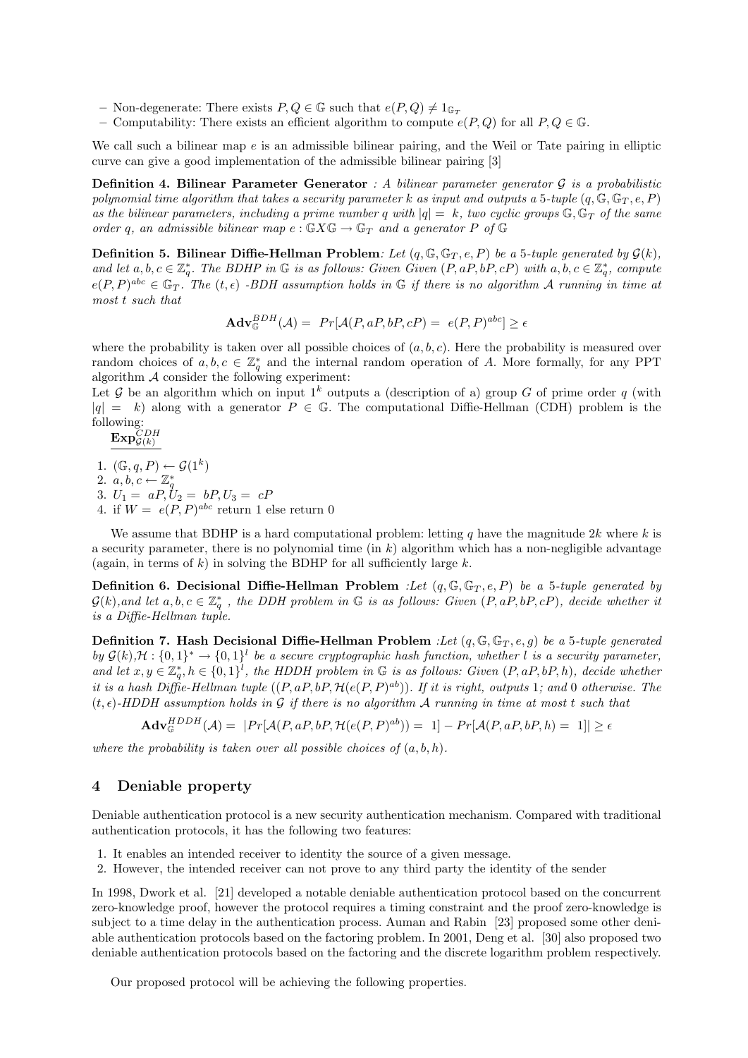– Non-degenerate: There exists $P, Q \in \mathbb{G}$ such that $e(P, Q) \neq 1_{\mathbb{G}_T}$
– Computability: There exists an efficient algorithm to compute $e(P, Q)$ for all $P, Q \in \mathbb{G}$.

We call such a bilinear map $e$ is an admissible bilinear pairing, and the Weil or Tate pairing in elliptic curve can give a good implementation of the admissible bilinear pairing [3]

**Definition 4. Bilinear Parameter Generator** *: A bilinear parameter generator $\mathcal{G}$ is a probabilistic polynomial time algorithm that takes a security parameter $k$ as input and outputs a 5-tuple $(q, \mathbb{G}, \mathbb{G}_T, e, P)$ as the bilinear parameters, including a prime number $q$ with $|q| = k$, two cyclic groups $\mathbb{G}, \mathbb{G}_T$ of the same order $q$, an admissible bilinear map $e : \mathbb{G} X \mathbb{G} \rightarrow \mathbb{G}_T$ and a generator $P$ of $\mathbb{G}$*

**Definition 5. Bilinear Diffie-Hellman Problem***: Let $(q, \mathbb{G}, \mathbb{G}_T, e, P)$ be a 5-tuple generated by $\mathcal{G}(k)$, and let $a, b, c \in \mathbb{Z}_q^*$. The BDHP in $\mathbb{G}$ is as follows: Given Given $(P, aP, bP, cP)$ with $a, b, c \in \mathbb{Z}_q^*$, compute $e(P, P)^{abc} \in \mathbb{G}_T$. The $(t, \epsilon)$ -BDH assumption holds in $\mathbb{G}$ if there is no algorithm $\mathcal{A}$ running in time at most $t$ such that*

$$\mathbf{Adv}_{\mathbb{G}}^{BDH}(\mathcal{A}) = Pr[\mathcal{A}(P, aP, bP, cP) = e(P, P)^{abc}] \geq \epsilon$$

where the probability is taken over all possible choices of $(a, b, c)$. Here the probability is measured over random choices of $a, b, c \in \mathbb{Z}_q^*$ and the internal random operation of $A$. More formally, for any PPT algorithm $\mathcal{A}$ consider the following experiment:
Let $\mathcal{G}$ be an algorithm which on input $1^k$ outputs a (description of a) group $G$ of prime order $q$ (with $|q| = k$) along with a generator $P \in \mathbb{G}$. The computational Diffie-Hellman (CDH) problem is the following:

$\underline{\mathbf{Exp}_{\mathcal{G}(k)}^{CDH}}$

1. $(\mathbb{G}, q, P) \leftarrow \mathcal{G}(1^k)$
2. $a, b, c \leftarrow \mathbb{Z}_q^*$
3. $U_1 = aP, U_2 = bP, U_3 = cP$
4. if $W = e(P, P)^{abc}$ return 1 else return 0

We assume that BDHP is a hard computational problem: letting $q$ have the magnitude $2k$ where $k$ is a security parameter, there is no polynomial time (in $k$) algorithm which has a non-negligible advantage (again, in terms of $k$) in solving the BDHP for all sufficiently large $k$.

**Definition 6. Decisional Diffie-Hellman Problem** *:Let $(q, \mathbb{G}, \mathbb{G}_T, e, P)$ be a 5-tuple generated by $\mathcal{G}(k)$,and let $a, b, c \in \mathbb{Z}_q^*$ , the DDH problem in $\mathbb{G}$ is as follows: Given $(P, aP, bP, cP)$, decide whether it is a Diffie-Hellman tuple.*

**Definition 7. Hash Decisional Diffie-Hellman Problem** *:Let $(q, \mathbb{G}, \mathbb{G}_T, e, g)$ be a 5-tuple generated by $\mathcal{G}(k)$,$\mathcal{H} : \{0,1\}^* \rightarrow \{0,1\}^l$ be a secure cryptographic hash function, whether $l$ is a security parameter, and let $x, y \in \mathbb{Z}_q^*, h \in \{0,1\}^l$, the HDDH problem in $\mathbb{G}$ is as follows: Given $(P, aP, bP, h)$, decide whether it is a hash Diffie-Hellman tuple $((P, aP, bP, \mathcal{H}(e(P, P)^{ab}))$. If it is right, outputs 1; and 0 otherwise. The $(t, \epsilon)$-HDDH assumption holds in $\mathcal{G}$ if there is no algorithm $\mathcal{A}$ running in time at most $t$ such that*

$$\mathbf{Adv}_{\mathbb{G}}^{HDDH}(\mathcal{A}) = |Pr[\mathcal{A}(P, aP, bP, \mathcal{H}(e(P, P)^{ab})) = 1] - Pr[\mathcal{A}(P, aP, bP, h) = 1]| \geq \epsilon$$

*where the probability is taken over all possible choices of $(a, b, h)$.*

## 4 Deniable property

Deniable authentication protocol is a new security authentication mechanism. Compared with traditional authentication protocols, it has the following two features:

1. It enables an intended receiver to identity the source of a given message.
2. However, the intended receiver can not prove to any third party the identity of the sender

In 1998, Dwork et al. [21] developed a notable deniable authentication protocol based on the concurrent zero-knowledge proof, however the protocol requires a timing constraint and the proof zero-knowledge is subject to a time delay in the authentication process. Auman and Rabin [23] proposed some other deniable authentication protocols based on the factoring problem. In 2001, Deng et al. [30] also proposed two deniable authentication protocols based on the factoring and the discrete logarithm problem respectively.

Our proposed protocol will be achieving the following properties.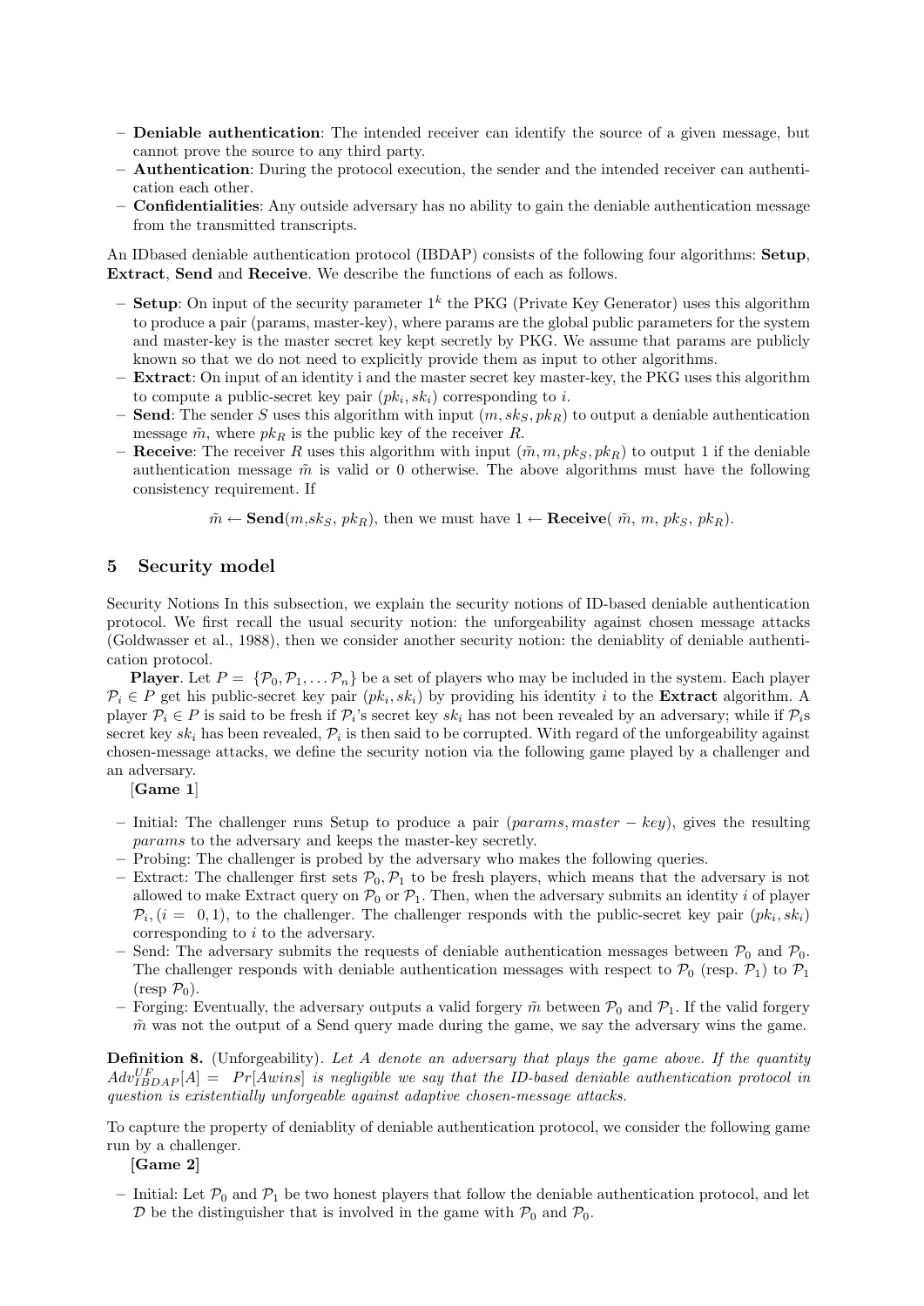- **Deniable authentication**: The intended receiver can identify the source of a given message, but cannot prove the source to any third party.
- **Authentication**: During the protocol execution, the sender and the intended receiver can authentication each other.
- **Confidentialities**: Any outside adversary has no ability to gain the deniable authentication message from the transmitted transcripts.

An IDbased deniable authentication protocol (IBDAP) consists of the following four algorithms: **Setup**, **Extract**, **Send** and **Receive**. We describe the functions of each as follows.

- **Setup**: On input of the security parameter $1^k$ the PKG (Private Key Generator) uses this algorithm to produce a pair (params, master-key), where params are the global public parameters for the system and master-key is the master secret key kept secretly by PKG. We assume that params are publicly known so that we do not need to explicitly provide them as input to other algorithms.
- **Extract**: On input of an identity i and the master secret key master-key, the PKG uses this algorithm to compute a public-secret key pair $(pk_i, sk_i)$ corresponding to $i$.
- **Send**: The sender $S$ uses this algorithm with input $(m, sk_S, pk_R)$ to output a deniable authentication message $\tilde{m}$, where $pk_R$ is the public key of the receiver $R$.
- **Receive**: The receiver $R$ uses this algorithm with input $(\tilde{m}, m, pk_S, pk_R)$ to output 1 if the deniable authentication message $\tilde{m}$ is valid or 0 otherwise. The above algorithms must have the following consistency requirement. If

$$\tilde{m} \leftarrow \textbf{Send}(m, sk_S, pk_R), \text{ then we must have } 1 \leftarrow \textbf{Receive}(\tilde{m}, m, pk_S, pk_R).$$

# 5 Security model

Security Notions In this subsection, we explain the security notions of ID-based deniable authentication protocol. We first recall the usual security notion: the unforgeability against chosen message attacks (Goldwasser et al., 1988), then we consider another security notion: the deniablity of deniable authentication protocol.

**Player**. Let $P = \{\mathcal{P}_0, \mathcal{P}_1, \ldots \mathcal{P}_n\}$ be a set of players who may be included in the system. Each player $\mathcal{P}_i \in P$ get his public-secret key pair $(pk_i, sk_i)$ by providing his identity $i$ to the **Extract** algorithm. A player $\mathcal{P}_i \in P$ is said to be fresh if $\mathcal{P}_i$'s secret key $sk_i$ has not been revealed by an adversary; while if $\mathcal{P}_i$s secret key $sk_i$ has been revealed, $\mathcal{P}_i$ is then said to be corrupted. With regard of the unforgeability against chosen-message attacks, we define the security notion via the following game played by a challenger and an adversary.

[**Game 1**]

- Initial: The challenger runs Setup to produce a pair $(params, master-key)$, gives the resulting $params$ to the adversary and keeps the master-key secretly.
- Probing: The challenger is probed by the adversary who makes the following queries.
- Extract: The challenger first sets $\mathcal{P}_0, \mathcal{P}_1$ to be fresh players, which means that the adversary is not allowed to make Extract query on $\mathcal{P}_0$ or $\mathcal{P}_1$. Then, when the adversary submits an identity $i$ of player $\mathcal{P}_i, (i = 0, 1)$, to the challenger. The challenger responds with the public-secret key pair $(pk_i, sk_i)$ corresponding to $i$ to the adversary.
- Send: The adversary submits the requests of deniable authentication messages between $\mathcal{P}_0$ and $\mathcal{P}_0$. The challenger responds with deniable authentication messages with respect to $\mathcal{P}_0$ (resp. $\mathcal{P}_1$) to $\mathcal{P}_1$ (resp $\mathcal{P}_0$).
- Forging: Eventually, the adversary outputs a valid forgery $\tilde{m}$ between $\mathcal{P}_0$ and $\mathcal{P}_1$. If the valid forgery $\tilde{m}$ was not the output of a Send query made during the game, we say the adversary wins the game.

**Definition 8.** (Unforgeability). *Let A denote an adversary that plays the game above. If the quantity $Adv^{UF}_{IBDAP}[A] = Pr[Awins]$ is negligible we say that the ID-based deniable authentication protocol in question is existentially unforgeable against adaptive chosen-message attacks.*

To capture the property of deniablity of deniable authentication protocol, we consider the following game run by a challenger.

**[Game 2]**

- Initial: Let $\mathcal{P}_0$ and $\mathcal{P}_1$ be two honest players that follow the deniable authentication protocol, and let $\mathcal{D}$ be the distinguisher that is involved in the game with $\mathcal{P}_0$ and $\mathcal{P}_0$.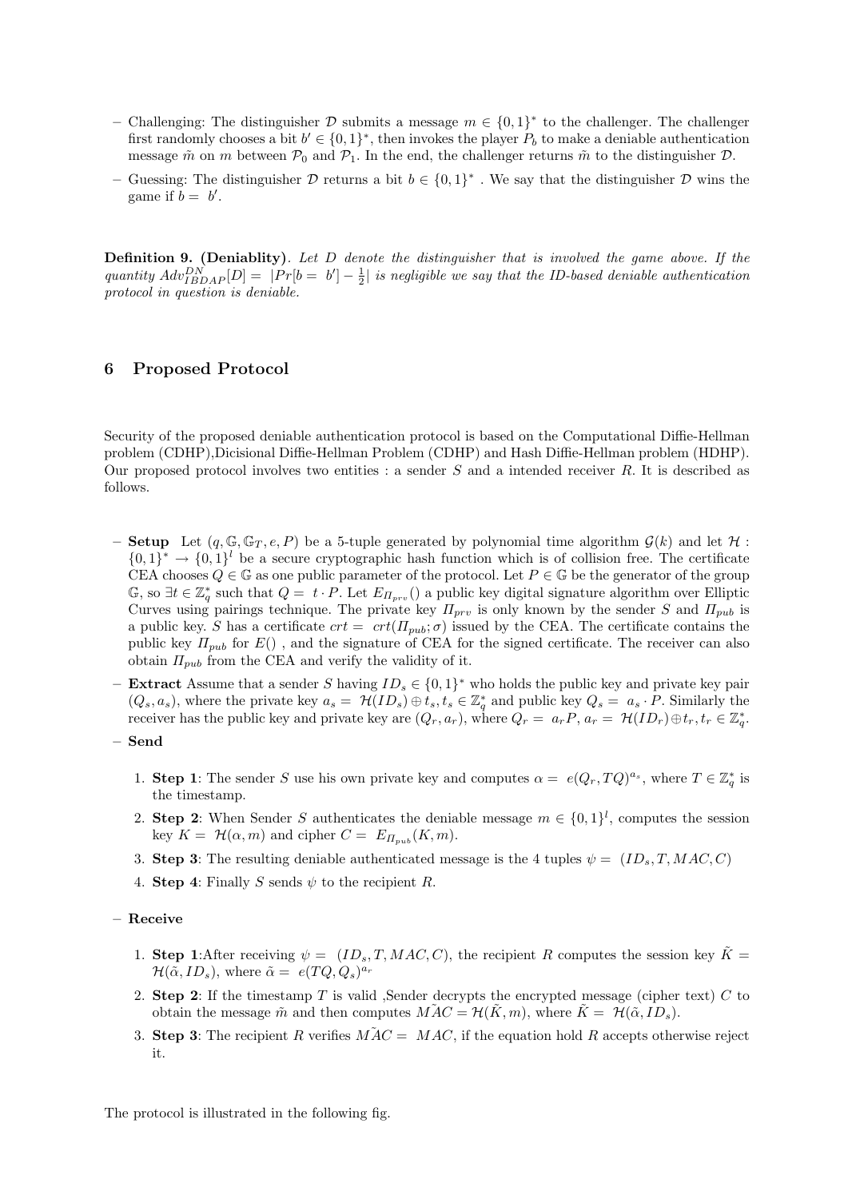- Challenging: The distinguisher $\mathcal{D}$ submits a message $m \in \{0,1\}^*$ to the challenger. The challenger first randomly chooses a bit $b' \in \{0,1\}^*$, then invokes the player $P_b$ to make a deniable authentication message $\tilde{m}$ on $m$ between $\mathcal{P}_0$ and $\mathcal{P}_1$. In the end, the challenger returns $\tilde{m}$ to the distinguisher $\mathcal{D}$.
- Guessing: The distinguisher $\mathcal{D}$ returns a bit $b \in \{0,1\}^*$ . We say that the distinguisher $\mathcal{D}$ wins the game if $b = b'$.

**Definition 9. (Deniablity)**. *Let $D$ denote the distinguisher that is involved the game above. If the quantity $Adv_{IBDAP}^{DN}[D] = |Pr[b = b'] - \frac{1}{2}|$ is negligible we say that the ID-based deniable authentication protocol in question is deniable.*

## 6 Proposed Protocol

Security of the proposed deniable authentication protocol is based on the Computational Diffie-Hellman problem (CDHP),Dicisional Diffie-Hellman Problem (CDHP) and Hash Diffie-Hellman problem (HDHP). Our proposed protocol involves two entities : a sender $S$ and a intended receiver $R$. It is described as follows.

- **Setup** Let $(q, \mathbb{G}, \mathbb{G}_T, e, P)$ be a 5-tuple generated by polynomial time algorithm $\mathcal{G}(k)$ and let $\mathcal{H} : \{0,1\}^* \rightarrow \{0,1\}^l$ be a secure cryptographic hash function which is of collision free. The certificate CEA chooses $Q \in \mathbb{G}$ as one public parameter of the protocol. Let $P \in \mathbb{G}$ be the generator of the group $\mathbb{G}$, so $\exists t \in \mathbb{Z}_q^*$ such that $Q = t \cdot P$. Let $E_{\Pi_{prv}}()$ a public key digital signature algorithm over Elliptic Curves using pairings technique. The private key $\Pi_{prv}$ is only known by the sender $S$ and $\Pi_{pub}$ is a public key. $S$ has a certificate $crt = crt(\Pi_{pub}; \sigma)$ issued by the CEA. The certificate contains the public key $\Pi_{pub}$ for $E()$ , and the signature of CEA for the signed certificate. The receiver can also obtain $\Pi_{pub}$ from the CEA and verify the validity of it.
- **Extract** Assume that a sender $S$ having $ID_s \in \{0,1\}^*$ who holds the public key and private key pair $(Q_s, a_s)$, where the private key $a_s = \mathcal{H}(ID_s) \oplus t_s, t_s \in \mathbb{Z}_q^*$ and public key $Q_s = a_s \cdot P$. Similarly the receiver has the public key and private key are $(Q_r, a_r)$, where $Q_r = a_r P$, $a_r = \mathcal{H}(ID_r) \oplus t_r, t_r \in \mathbb{Z}_q^*$.
- **Send**
  1. **Step 1**: The sender $S$ use his own private key and computes $\alpha = e(Q_r, TQ)^{a_s}$, where $T \in \mathbb{Z}_q^*$ is the timestamp.
  2. **Step 2**: When Sender $S$ authenticates the deniable message $m \in \{0,1\}^l$, computes the session key $K = \mathcal{H}(\alpha, m)$ and cipher $C = E_{\Pi_{pub}}(K, m)$.
  3. **Step 3**: The resulting deniable authenticated message is the 4 tuples $\psi = (ID_s, T, MAC, C)$
  4. **Step 4**: Finally $S$ sends $\psi$ to the recipient $R$.
- **Receive**
  1. **Step 1**:After receiving $\psi = (ID_s, T, MAC, C)$, the recipient $R$ computes the session key $\tilde{K} = \mathcal{H}(\tilde{\alpha}, ID_s)$, where $\tilde{\alpha} = e(TQ, Q_s)^{a_r}$
  2. **Step 2**: If the timestamp $T$ is valid ,Sender decrypts the encrypted message (cipher text) $C$ to obtain the message $\tilde{m}$ and then computes $\tilde{MAC} = \mathcal{H}(\tilde{K}, m)$, where $\tilde{K} = \mathcal{H}(\tilde{\alpha}, ID_s)$.
  3. **Step 3**: The recipient $R$ verifies $\tilde{MAC} = MAC$, if the equation hold $R$ accepts otherwise reject it.

The protocol is illustrated in the following fig.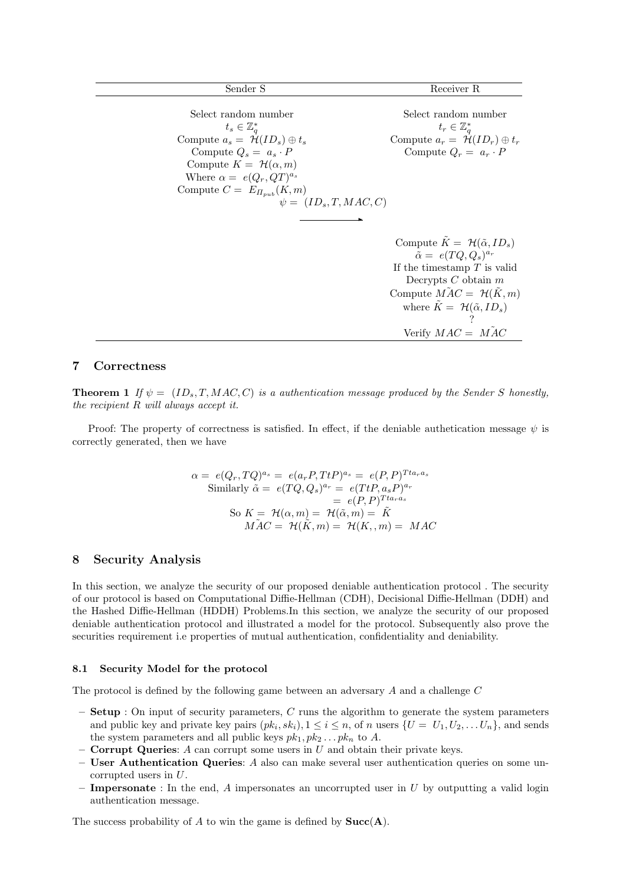| Sender S | | Receiver R |
|---|---|---|
| Select random number | | Select random number |
| $t_s \in \mathbb{Z}_q^*$ | | $t_r \in \mathbb{Z}_q^*$ |
| Compute $a_s = \mathcal{H}(ID_s) \oplus t_s$ | | Compute $a_r = \mathcal{H}(ID_r) \oplus t_r$ |
| Compute $Q_s = a_s \cdot P$ | | Compute $Q_r = a_r \cdot P$ |
| Compute $K = \mathcal{H}(\alpha, m)$ | | |
| Where $\alpha = e(Q_r, QT)^{a_s}$ | | |
| Compute $C = E_{\Pi_{pub}}(K, m)$ | | |
| | $\psi = (ID_s, T, MAC, C)$ $\longrightarrow$ | |
| | | Compute $\tilde{K} = \mathcal{H}(\tilde{\alpha}, ID_s)$ |
| | | $\tilde{\alpha} = e(TQ, Q_s)^{a_r}$ |
| | | If the timestamp $T$ is valid |
| | | Decrypts $C$ obtain $m$ |
| | | Compute $\tilde{MAC} = \mathcal{H}(\tilde{K}, m)$ |
| | | where $\tilde{K} = \mathcal{H}(\tilde{\alpha}, ID_s)$ |
| | | Verify $MAC \stackrel{?}{=} \tilde{MAC}$ |

## 7 Correctness

**Theorem 1** *If $\psi = (ID_s, T, MAC, C)$ is a authentication message produced by the Sender S honestly, the recipient R will always accept it.*

Proof: The property of correctness is satisfied. In effect, if the deniable authetication message $\psi$ is correctly generated, then we have

$$\alpha = e(Q_r, TQ)^{a_s} = e(a_r P, TtP)^{a_s} = e(P, P)^{Tta_r a_s}$$

$$\text{Similarly } \tilde{\alpha} = e(TQ, Q_s)^{a_r} = e(TtP, a_s P)^{a_r} = e(P, P)^{Tta_r a_s}$$

$$\text{So } K = \mathcal{H}(\alpha, m) = \mathcal{H}(\tilde{\alpha}, m) = \tilde{K}$$

$$\tilde{MAC} = \mathcal{H}(\tilde{K}, m) = \mathcal{H}(K, , m) = MAC$$

## 8 Security Analysis

In this section, we analyze the security of our proposed deniable authentication protocol . The security of our protocol is based on Computational Diffie-Hellman (CDH), Decisional Diffie-Hellman (DDH) and the Hashed Diffie-Hellman (HDDH) Problems.In this section, we analyze the security of our proposed deniable authentication protocol and illustrated a model for the protocol. Subsequently also prove the securities requirement i.e properties of mutual authentication, confidentiality and deniability.

### 8.1 Security Model for the protocol

The protocol is defined by the following game between an adversary $A$ and a challenge $C$

- **Setup** : On input of security parameters, $C$ runs the algorithm to generate the system parameters and public key and private key pairs $(pk_i, sk_i), 1 \leq i \leq n$, of $n$ users $\{U = U_1, U_2, \ldots U_n\}$, and sends the system parameters and all public keys $pk_1, pk_2 \ldots pk_n$ to $A$.
- **Corrupt Queries**: $A$ can corrupt some users in $U$ and obtain their private keys.
- **User Authentication Queries**: $A$ also can make several user authentication queries on some uncorrupted users in $U$.
- **Impersonate** : In the end, $A$ impersonates an uncorrupted user in $U$ by outputting a valid login authentication message.

The success probability of $A$ to win the game is defined by $\mathbf{Succ(A)}$.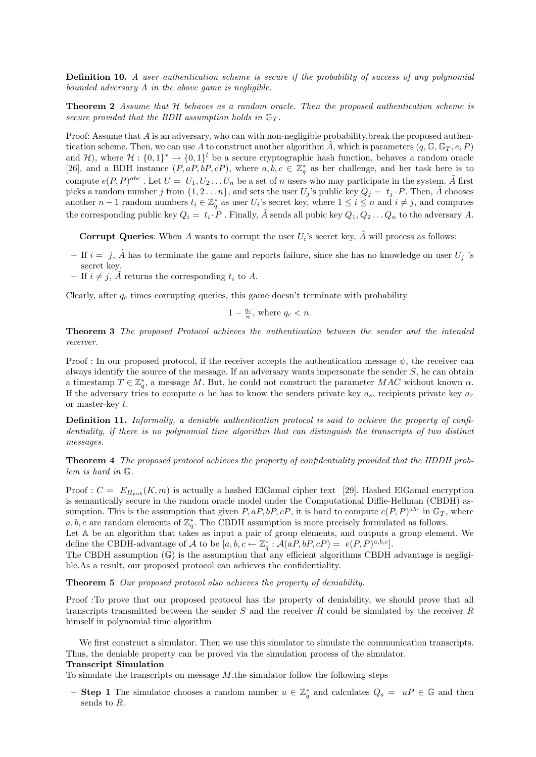**Definition 10.** *A user authentication scheme is secure if the probability of success of any polynomial bounded adversary A in the above game is negligible.*

**Theorem 2** *Assume that $\mathcal{H}$ behaves as a random oracle. Then the proposed authentication scheme is secure provided that the BDH assumption holds in $\mathbb{G}_T$.*

Proof: Assume that $A$ is an adversary, who can with non-negligible probability,break the proposed authentication scheme. Then, we can use $A$ to construct another algorithm $\tilde{A}$, which is parameters $(q, \mathbb{G}, \mathbb{G}_T, e, P)$ and $\mathcal{H}$), where $\mathcal{H} : \{0, 1\}^* \to \{0, 1\}^l$ be a secure cryptographic hash function, behaves a random oracle [26], and a BDH instance $(P, aP, bP, cP)$, where $a, b, c \in \mathbb{Z}_q^*$ as her challenge, and her task here is to compute $e(P, P)^{abc}$ . Let $U = U_1, U_2 \ldots U_n$ be a set of $n$ users who may participate in the system. $\tilde{A}$ first picks a random number $j$ from $\{1, 2 \ldots n\}$, and sets the user $U_j$'s public key $Q_j = t_j \cdot P$. Then, $\tilde{A}$ chooses another $n-1$ random numbers $t_i \in \mathbb{Z}_q^*$ as user $U_i$'s secret key, where $1 \leq i \leq n$ and $i \neq j$, and computes the corresponding public key $Q_i = t_i \cdot P$ . Finally, $\tilde{A}$ sends all pubic key $Q_1, Q_2 \ldots Q_n$ to the adversary $A$.

**Corrupt Queries**: When $A$ wants to corrupt the user $U_i$'s secret key, $\tilde{A}$ will process as follows:

- If $i = j$, $\tilde{A}$ has to terminate the game and reports failure, since she has no knowledge on user $U_j$ 's secret key.
- If $i \neq j$, $\tilde{A}$ returns the corresponding $t_i$ to $A$.

Clearly, after $q_c$ times corrupting queries, this game doesn't terminate with probability

$$1 - \frac{q_c}{n}, \text{ where } q_c < n.$$

**Theorem 3** *The proposed Protocol achieves the authentication between the sender and the intended receiver.*

Proof : In our proposed protocol, if the receiver accepts the authentication message $\psi$, the receiver can always identify the source of the message. If an adversary wants impersonate the sender $S$, he can obtain a timestamp $T \in \mathbb{Z}_q^*$, a message $M$. But, he could not construct the parameter $MAC$ without known $\alpha$. If the adversary tries to compute $\alpha$ he has to know the senders private key $a_s$, recipients private key $a_r$ or master-key $t$.

**Definition 11.** *Informally, a deniable authentication protocol is said to achieve the property of confidentiality, if there is no polynomial time algorithm that can distinguish the transcripts of two distinct messages.*

**Theorem 4** *The proposed protocol achieves the property of confidentiality provided that the HDDH problem is hard in $\mathbb{G}$.*

Proof : $C = E_{\Pi_{pub}}(K, m)$ is actually a hashed ElGamal cipher text [29]. Hashed ElGamal encryption is semantically secure in the random oracle model under the Computational Diffie-Hellman (CBDH) assumption. This is the assumption that given $P, aP, bP, cP$, it is hard to compute $e(P, P)^{abc}$ in $\mathbb{G}_T$, where $a, b, c$ are random elements of $\mathbb{Z}_q^*$. The CBDH assumption is more precisely formulated as follows.
Let $\mathbb{A}$ be an algorithm that takes as input a pair of group elements, and outputs a group element. We define the CBDH-advantage of $\mathcal{A}$ to be $[a, b, c \leftarrow \mathbb{Z}_q^* : \mathcal{A}(aP, bP, cP) = e(P, P)^{a,b,c}]$.
The CBDH assumption ($\mathbb{G}$) is the assumption that any efficient algorithms CBDH advantage is negligible.As a result, our proposed protocol can achieves the confidentiality.

**Theorem 5** *Our proposed protocol also achieves the property of deniability.*

Proof :To prove that our proposed protocol has the property of deniability, we should prove that all transcripts transmitted between the sender $S$ and the receiver $R$ could be simulated by the receiver $R$ himself in polynomial time algorithm

We first construct a simulator. Then we use this simulator to simulate the communication transcripts. Thus, the deniable property can be proved via the simulation process of the simulator.

**Transcript Simulation**

To simulate the transcripts on message $M$,the simulator follow the following steps

- **Step 1** The simulator chooses a random number $u \in \mathbb{Z}_q^*$ and calculates $Q_s = uP \in \mathbb{G}$ and then sends to $R$.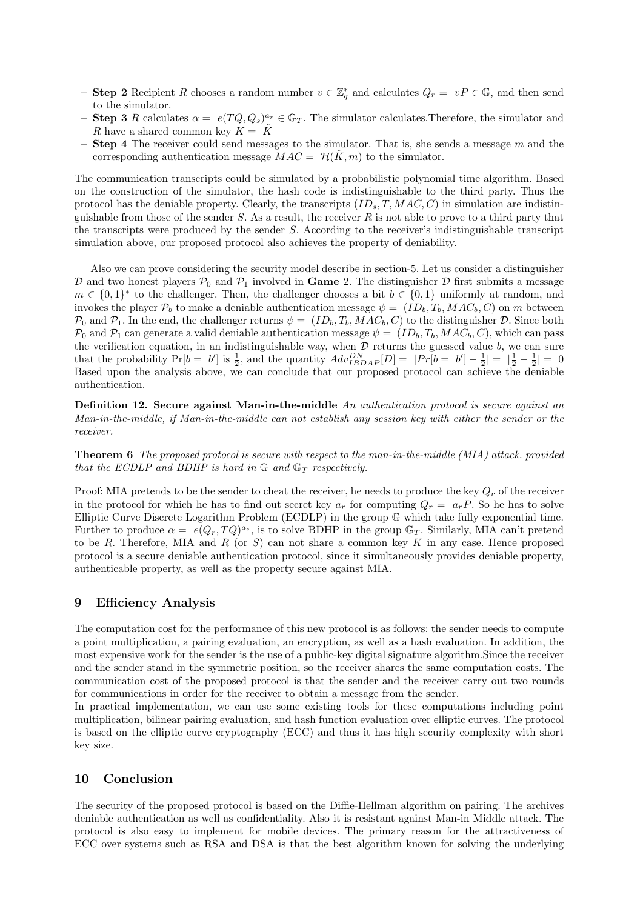- **Step 2** Recipient $R$ chooses a random number $v \in \mathbb{Z}_q^*$ and calculates $Q_r = vP \in \mathbb{G}$, and then send to the simulator.
- **Step 3** $R$ calculates $\alpha = e(TQ, Q_s)^{a_r} \in \mathbb{G}_T$. The simulator calculates.Therefore, the simulator and $R$ have a shared common key $K = \tilde{K}$
- **Step 4** The receiver could send messages to the simulator. That is, she sends a message $m$ and the corresponding authentication message $MAC = \mathcal{H}(\tilde{K}, m)$ to the simulator.

The communication transcripts could be simulated by a probabilistic polynomial time algorithm. Based on the construction of the simulator, the hash code is indistinguishable to the third party. Thus the protocol has the deniable property. Clearly, the transcripts $(ID_s, T, MAC, C)$ in simulation are indistinguishable from those of the sender $S$. As a result, the receiver $R$ is not able to prove to a third party that the transcripts were produced by the sender $S$. According to the receiver's indistinguishable transcript simulation above, our proposed protocol also achieves the property of deniability.

Also we can prove considering the security model describe in section-5. Let us consider a distinguisher $\mathcal{D}$ and two honest players $\mathcal{P}_0$ and $\mathcal{P}_1$ involved in **Game** 2. The distinguisher $\mathcal{D}$ first submits a message $m \in \{0,1\}^*$ to the challenger. Then, the challenger chooses a bit $b \in \{0,1\}$ uniformly at random, and invokes the player $\mathcal{P}_b$ to make a deniable authentication message $\psi = (ID_b, T_b, MAC_b, C)$ on $m$ between $\mathcal{P}_0$ and $\mathcal{P}_1$. In the end, the challenger returns $\psi = (ID_b, T_b, MAC_b, C)$ to the distinguisher $\mathcal{D}$. Since both $\mathcal{P}_0$ and $\mathcal{P}_1$ can generate a valid deniable authentication message $\psi = (ID_b, T_b, MAC_b, C)$, which can pass the verification equation, in an indistinguishable way, when $\mathcal{D}$ returns the guessed value $b$, we can sure that the probability $\Pr[b = b']$ is $\frac{1}{2}$, and the quantity $Adv_{IBDAP}^{DN}[D] = |Pr[b = b'] - \frac{1}{2}| = |\frac{1}{2} - \frac{1}{2}| = 0$ Based upon the analysis above, we can conclude that our proposed protocol can achieve the deniable authentication.

**Definition 12. Secure against Man-in-the-middle** *An authentication protocol is secure against an Man-in-the-middle, if Man-in-the-middle can not establish any session key with either the sender or the receiver.*

**Theorem 6** *The proposed protocol is secure with respect to the man-in-the-middle (MIA) attack. provided that the ECDLP and BDHP is hard in $\mathbb{G}$ and $\mathbb{G}_T$ respectively.*

Proof: MIA pretends to be the sender to cheat the receiver, he needs to produce the key $Q_r$ of the receiver in the protocol for which he has to find out secret key $a_r$ for computing $Q_r = a_r P$. So he has to solve Elliptic Curve Discrete Logarithm Problem (ECDLP) in the group $\mathbb{G}$ which take fully exponential time. Further to produce $\alpha = e(Q_r, TQ)^{a_s}$, is to solve BDHP in the group $\mathbb{G}_T$. Similarly, MIA can't pretend to be $R$. Therefore, MIA and $R$ (or $S$) can not share a common key $K$ in any case. Hence proposed protocol is a secure deniable authentication protocol, since it simultaneously provides deniable property, authenticable property, as well as the property secure against MIA.

## 9 Efficiency Analysis

The computation cost for the performance of this new protocol is as follows: the sender needs to compute a point multiplication, a pairing evaluation, an encryption, as well as a hash evaluation. In addition, the most expensive work for the sender is the use of a public-key digital signature algorithm.Since the receiver and the sender stand in the symmetric position, so the receiver shares the same computation costs. The communication cost of the proposed protocol is that the sender and the receiver carry out two rounds for communications in order for the receiver to obtain a message from the sender.
In practical implementation, we can use some existing tools for these computations including point multiplication, bilinear pairing evaluation, and hash function evaluation over elliptic curves. The protocol is based on the elliptic curve cryptography (ECC) and thus it has high security complexity with short key size.

## 10 Conclusion

The security of the proposed protocol is based on the Diffie-Hellman algorithm on pairing. The archives deniable authentication as well as confidentiality. Also it is resistant against Man-in Middle attack. The protocol is also easy to implement for mobile devices. The primary reason for the attractiveness of ECC over systems such as RSA and DSA is that the best algorithm known for solving the underlying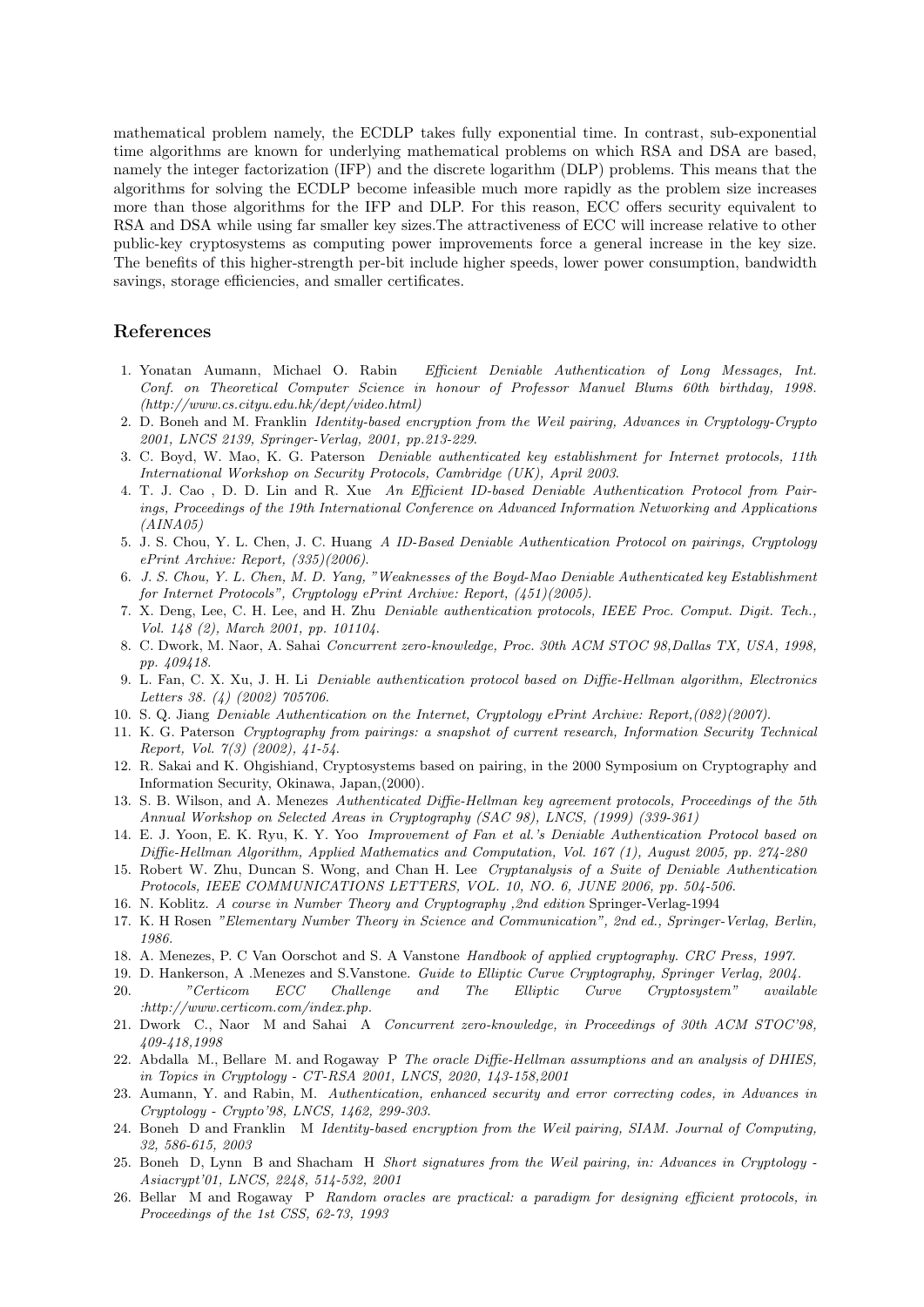mathematical problem namely, the ECDLP takes fully exponential time. In contrast, sub-exponential time algorithms are known for underlying mathematical problems on which RSA and DSA are based, namely the integer factorization (IFP) and the discrete logarithm (DLP) problems. This means that the algorithms for solving the ECDLP become infeasible much more rapidly as the problem size increases more than those algorithms for the IFP and DLP. For this reason, ECC offers security equivalent to RSA and DSA while using far smaller key sizes.The attractiveness of ECC will increase relative to other public-key cryptosystems as computing power improvements force a general increase in the key size. The benefits of this higher-strength per-bit include higher speeds, lower power consumption, bandwidth savings, storage efficiencies, and smaller certificates.

## References

1. Yonatan Aumann, Michael O. Rabin *Efficient Deniable Authentication of Long Messages, Int. Conf. on Theoretical Computer Science in honour of Professor Manuel Blums 60th birthday, 1998. (http://www.cs.cityu.edu.hk/dept/video.html)*
2. D. Boneh and M. Franklin *Identity-based encryption from the Weil pairing, Advances in Cryptology-Crypto 2001, LNCS 2139, Springer-Verlag, 2001, pp.213-229.*
3. C. Boyd, W. Mao, K. G. Paterson *Deniable authenticated key establishment for Internet protocols, 11th International Workshop on Security Protocols, Cambridge (UK), April 2003.*
4. T. J. Cao , D. D. Lin and R. Xue *An Efficient ID-based Deniable Authentication Protocol from Pairings, Proceedings of the 19th International Conference on Advanced Information Networking and Applications (AINA05)*
5. J. S. Chou, Y. L. Chen, J. C. Huang *A ID-Based Deniable Authentication Protocol on pairings, Cryptology ePrint Archive: Report, (335)(2006).*
6. *J. S. Chou, Y. L. Chen, M. D. Yang, "Weaknesses of the Boyd-Mao Deniable Authenticated key Establishment for Internet Protocols", Cryptology ePrint Archive: Report, (451)(2005).*
7. X. Deng, Lee, C. H. Lee, and H. Zhu *Deniable authentication protocols, IEEE Proc. Comput. Digit. Tech., Vol. 148 (2), March 2001, pp. 101104.*
8. C. Dwork, M. Naor, A. Sahai *Concurrent zero-knowledge, Proc. 30th ACM STOC 98,Dallas TX, USA, 1998, pp. 409418.*
9. L. Fan, C. X. Xu, J. H. Li *Deniable authentication protocol based on Diffie-Hellman algorithm, Electronics Letters 38. (4) (2002) 705706.*
10. S. Q. Jiang *Deniable Authentication on the Internet, Cryptology ePrint Archive: Report,(082)(2007).*
11. K. G. Paterson *Cryptography from pairings: a snapshot of current research, Information Security Technical Report, Vol. 7(3) (2002), 41-54.*
12. R. Sakai and K. Ohgishiand, Cryptosystems based on pairing, in the 2000 Symposium on Cryptography and Information Security, Okinawa, Japan,(2000).
13. S. B. Wilson, and A. Menezes *Authenticated Diffie-Hellman key agreement protocols, Proceedings of the 5th Annual Workshop on Selected Areas in Cryptography (SAC 98), LNCS, (1999) (339-361)*
14. E. J. Yoon, E. K. Ryu, K. Y. Yoo *Improvement of Fan et al.'s Deniable Authentication Protocol based on Diffie-Hellman Algorithm, Applied Mathematics and Computation, Vol. 167 (1), August 2005, pp. 274-280*
15. Robert W. Zhu, Duncan S. Wong, and Chan H. Lee *Cryptanalysis of a Suite of Deniable Authentication Protocols, IEEE COMMUNICATIONS LETTERS, VOL. 10, NO. 6, JUNE 2006, pp. 504-506.*
16. N. Koblitz. *A course in Number Theory and Cryptography ,2nd edition* Springer-Verlag-1994
17. K. H Rosen *"Elementary Number Theory in Science and Communication", 2nd ed., Springer-Verlag, Berlin, 1986.*
18. A. Menezes, P. C Van Oorschot and S. A Vanstone *Handbook of applied cryptography. CRC Press, 1997.*
19. D. Hankerson, A .Menezes and S.Vanstone. *Guide to Elliptic Curve Cryptography, Springer Verlag, 2004.*
20. *"Certicom ECC Challenge and The Elliptic Curve Cryptosystem" available :http://www.certicom.com/index.php.*
21. Dwork C., Naor M and Sahai A *Concurrent zero-knowledge, in Proceedings of 30th ACM STOC'98, 409-418,1998*
22. Abdalla M., Bellare M. and Rogaway P *The oracle Diffie-Hellman assumptions and an analysis of DHIES, in Topics in Cryptology - CT-RSA 2001, LNCS, 2020, 143-158,2001*
23. Aumann, Y. and Rabin, M. *Authentication, enhanced security and error correcting codes, in Advances in Cryptology - Crypto'98, LNCS, 1462, 299-303.*
24. Boneh D and Franklin M *Identity-based encryption from the Weil pairing, SIAM. Journal of Computing, 32, 586-615, 2003*
25. Boneh D, Lynn B and Shacham H *Short signatures from the Weil pairing, in: Advances in Cryptology - Asiacrypt'01, LNCS, 2248, 514-532, 2001*
26. Bellar M and Rogaway P *Random oracles are practical: a paradigm for designing efficient protocols, in Proceedings of the 1st CSS, 62-73, 1993*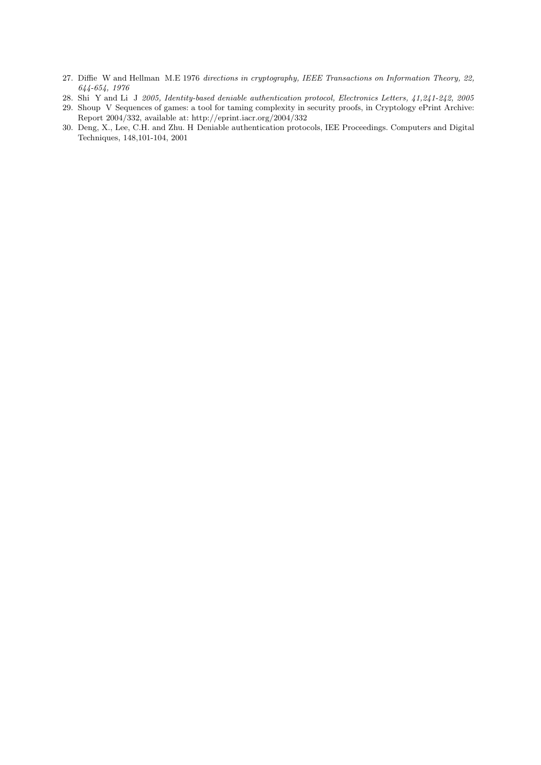27. Diffie W and Hellman M.E 1976 *directions in cryptography, IEEE Transactions on Information Theory, 22, 644-654, 1976*
28. Shi Y and Li J *2005, Identity-based deniable authentication protocol, Electronics Letters, 41,241-242, 2005*
29. Shoup V Sequences of games: a tool for taming complexity in security proofs, in Cryptology ePrint Archive: Report 2004/332, available at: http://eprint.iacr.org/2004/332
30. Deng, X., Lee, C.H. and Zhu. H Deniable authentication protocols, IEE Proceedings. Computers and Digital Techniques, 148,101-104, 2001